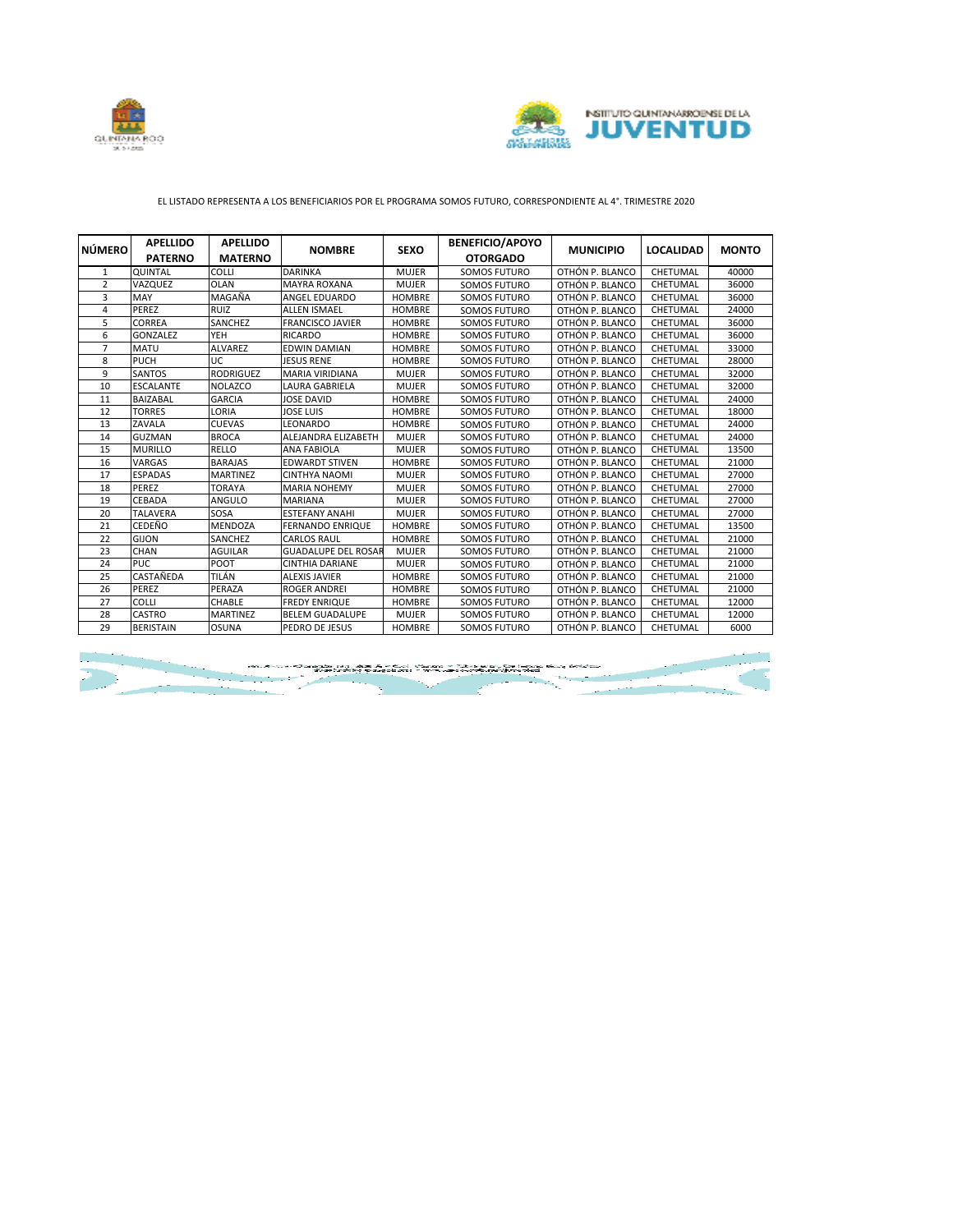EL LISTADO REPRESENTA A LOS BENEFICIARIOS POR EL PROGRAMA SOMOS FUTURO, CORRESPONDIENTE AL 4°. TRIMESTRE 2020

| NÚMERO | APELLIDO PATERNO | APELLIDO MATERNO | NOMBRE | SEXO | BENEFICIO/APOYO OTORGADO | MUNICIPIO | LOCALIDAD | MONTO |
|---|---|---|---|---|---|---|---|---|
| 1 | QUINTAL | COLLI | DARINKA | MUJER | SOMOS FUTURO | OTHÓN P. BLANCO | CHETUMAL | 40000 |
| 2 | VAZQUEZ | OLAN | MAYRA ROXANA | MUJER | SOMOS FUTURO | OTHÓN P. BLANCO | CHETUMAL | 36000 |
| 3 | MAY | MAGAÑA | ANGEL EDUARDO | HOMBRE | SOMOS FUTURO | OTHÓN P. BLANCO | CHETUMAL | 36000 |
| 4 | PEREZ | RUIZ | ALLEN ISMAEL | HOMBRE | SOMOS FUTURO | OTHÓN P. BLANCO | CHETUMAL | 24000 |
| 5 | CORREA | SANCHEZ | FRANCISCO JAVIER | HOMBRE | SOMOS FUTURO | OTHÓN P. BLANCO | CHETUMAL | 36000 |
| 6 | GONZALEZ | YEH | RICARDO | HOMBRE | SOMOS FUTURO | OTHÓN P. BLANCO | CHETUMAL | 36000 |
| 7 | MATU | ALVAREZ | EDWIN DAMIAN | HOMBRE | SOMOS FUTURO | OTHÓN P. BLANCO | CHETUMAL | 33000 |
| 8 | PUCH | UC | JESUS RENE | HOMBRE | SOMOS FUTURO | OTHÓN P. BLANCO | CHETUMAL | 28000 |
| 9 | SANTOS | RODRIGUEZ | MARIA VIRIDIANA | MUJER | SOMOS FUTURO | OTHÓN P. BLANCO | CHETUMAL | 32000 |
| 10 | ESCALANTE | NOLAZCO | LAURA GABRIELA | MUJER | SOMOS FUTURO | OTHÓN P. BLANCO | CHETUMAL | 32000 |
| 11 | BAIZABAL | GARCIA | JOSE DAVID | HOMBRE | SOMOS FUTURO | OTHÓN P. BLANCO | CHETUMAL | 24000 |
| 12 | TORRES | LORIA | JOSE LUIS | HOMBRE | SOMOS FUTURO | OTHÓN P. BLANCO | CHETUMAL | 18000 |
| 13 | ZAVALA | CUEVAS | LEONARDO | HOMBRE | SOMOS FUTURO | OTHÓN P. BLANCO | CHETUMAL | 24000 |
| 14 | GUZMAN | BROCA | ALEJANDRA ELIZABETH | MUJER | SOMOS FUTURO | OTHÓN P. BLANCO | CHETUMAL | 24000 |
| 15 | MURILLO | RELLO | ANA FABIOLA | MUJER | SOMOS FUTURO | OTHÓN P. BLANCO | CHETUMAL | 13500 |
| 16 | VARGAS | BARAJAS | EDWARDT STIVEN | HOMBRE | SOMOS FUTURO | OTHÓN P. BLANCO | CHETUMAL | 21000 |
| 17 | ESPADAS | MARTINEZ | CINTHYA NAOMI | MUJER | SOMOS FUTURO | OTHÓN P. BLANCO | CHETUMAL | 27000 |
| 18 | PEREZ | TORAYA | MARIA NOHEMY | MUJER | SOMOS FUTURO | OTHÓN P. BLANCO | CHETUMAL | 27000 |
| 19 | CEBADA | ANGULO | MARIANA | MUJER | SOMOS FUTURO | OTHÓN P. BLANCO | CHETUMAL | 27000 |
| 20 | TALAVERA | SOSA | ESTEFANY ANAHI | MUJER | SOMOS FUTURO | OTHÓN P. BLANCO | CHETUMAL | 27000 |
| 21 | CEDEÑO | MENDOZA | FERNANDO ENRIQUE | HOMBRE | SOMOS FUTURO | OTHÓN P. BLANCO | CHETUMAL | 13500 |
| 22 | GIJON | SANCHEZ | CARLOS RAUL | HOMBRE | SOMOS FUTURO | OTHÓN P. BLANCO | CHETUMAL | 21000 |
| 23 | CHAN | AGUILAR | GUADALUPE DEL ROSAR | MUJER | SOMOS FUTURO | OTHÓN P. BLANCO | CHETUMAL | 21000 |
| 24 | PUC | POOT | CINTHIA DARIANE | MUJER | SOMOS FUTURO | OTHÓN P. BLANCO | CHETUMAL | 21000 |
| 25 | CASTAÑEDA | TILÁN | ALEXIS JAVIER | HOMBRE | SOMOS FUTURO | OTHÓN P. BLANCO | CHETUMAL | 21000 |
| 26 | PEREZ | PERAZA | ROGER ANDREI | HOMBRE | SOMOS FUTURO | OTHÓN P. BLANCO | CHETUMAL | 21000 |
| 27 | COLLI | CHABLE | FREDY ENRIQUE | HOMBRE | SOMOS FUTURO | OTHÓN P. BLANCO | CHETUMAL | 12000 |
| 28 | CASTRO | MARTINEZ | BELEM GUADALUPE | MUJER | SOMOS FUTURO | OTHÓN P. BLANCO | CHETUMAL | 12000 |
| 29 | BERISTAIN | OSUNA | PEDRO DE JESUS | HOMBRE | SOMOS FUTURO | OTHÓN P. BLANCO | CHETUMAL | 6000 |